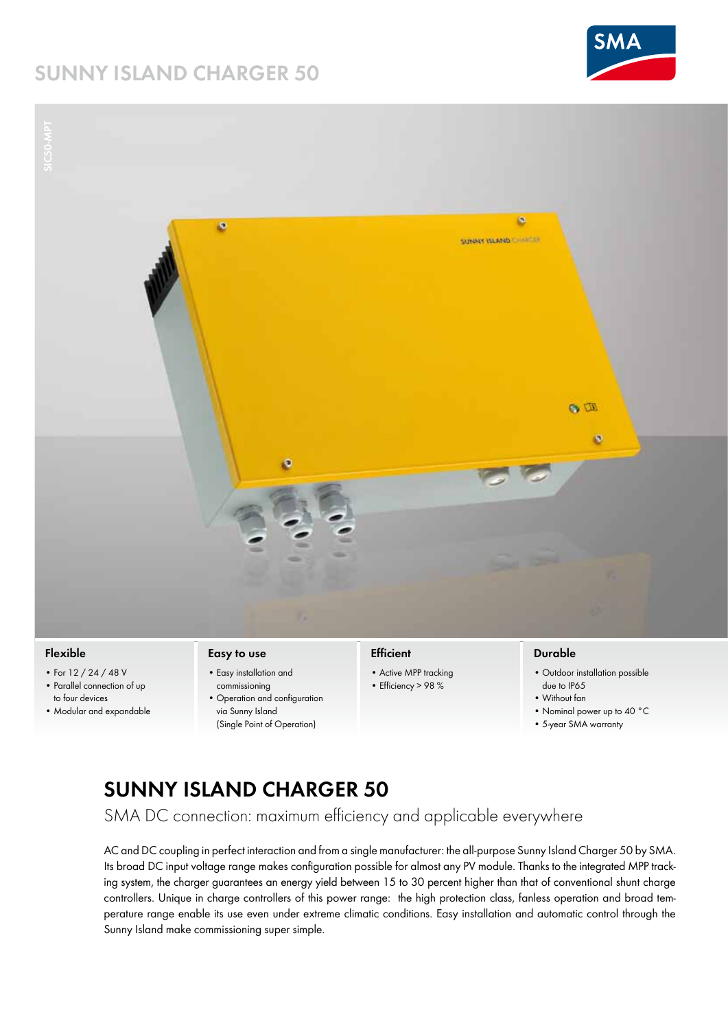# SUNNY ISLAND CHARGER 50

SIC50-MPT

### Flexible

- For 12 / 24 / 48 V
- Parallel connection of up to four devices
- Modular and expandable

### Easy to use

- Easy installation and commissioning
- Operation and configuration via Sunny Island (Single Point of Operation)

### Efficient

- Active MPP tracking
- Efficiency > 98 %

### Durable

- Outdoor installation possible due to IP65
- Without fan
- Nominal power up to 40 °C
- 5-year SMA warranty

## SUNNY ISLAND CHARGER 50

SMA DC connection: maximum efficiency and applicable everywhere

AC and DC coupling in perfect interaction and from a single manufacturer: the all-purpose Sunny Island Charger 50 by SMA. Its broad DC input voltage range makes configuration possible for almost any PV module. Thanks to the integrated MPP tracking system, the charger guarantees an energy yield between 15 to 30 percent higher than that of conventional shunt charge controllers. Unique in charge controllers of this power range: the high protection class, fanless operation and broad temperature range enable its use even under extreme climatic conditions. Easy installation and automatic control through the Sunny Island make commissioning super simple.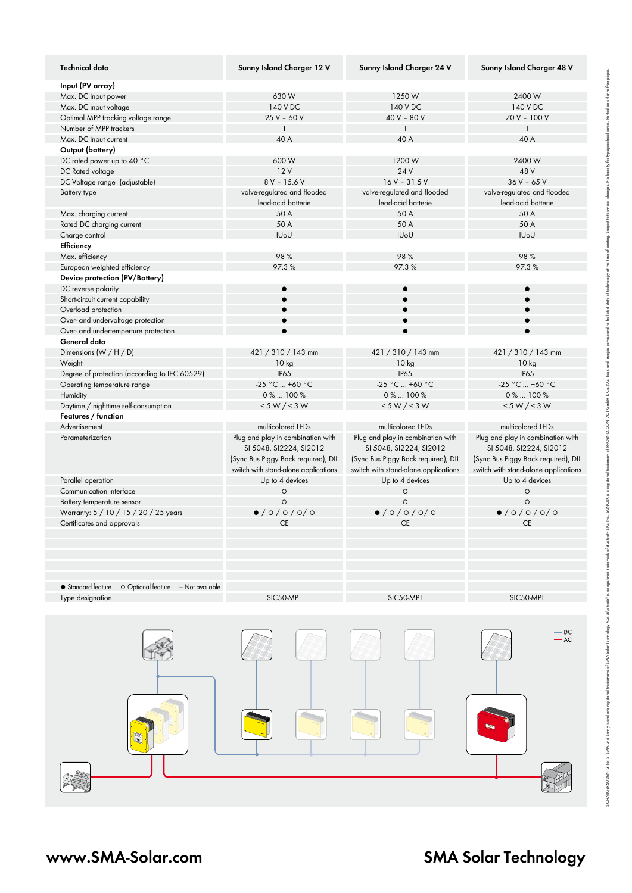| Technical data | Sunny Island Charger 12 V | Sunny Island Charger 24 V | Sunny Island Charger 48 V |
|---|---|---|---|
| **Input (PV array)** | | | |
| Max. DC input power | 630 W | 1250 W | 2400 W |
| Max. DC input voltage | 140 V DC | 140 V DC | 140 V DC |
| Optimal MPP tracking voltage range | 25 V – 60 V | 40 V – 80 V | 70 V – 100 V |
| Number of MPP trackers | 1 | 1 | 1 |
| Max. DC input current | 40 A | 40 A | 40 A |
| **Output (battery)** | | | |
| DC rated power up to 40 °C | 600 W | 1200 W | 2400 W |
| DC Rated voltage | 12 V | 24 V | 48 V |
| DC Voltage range (adjustable) | 8 V – 15.6 V | 16 V – 31.5 V | 36 V – 65 V |
| Battery type | valve-regulated and flooded lead-acid batterie | valve-regulated and flooded lead-acid batterie | valve-regulated and flooded lead-acid batterie |
| Max. charging current | 50 A | 50 A | 50 A |
| Rated DC charging current | 50 A | 50 A | 50 A |
| Charge control | IUoU | IUoU | IUoU |
| **Efficiency** | | | |
| Max. efficiency | 98 % | 98 % | 98 % |
| European weighted efficiency | 97.3 % | 97.3 % | 97.3 % |
| **Device protection (PV/Battery)** | | | |
| DC reverse polarity | ● | ● | ● |
| Short-circuit current capability | ● | ● | ● |
| Overload protection | ● | ● | ● |
| Over- and undervoltage protection | ● | ● | ● |
| Over- and undertemperture protection | ● | ● | ● |
| **General data** | | | |
| Dimensions (W / H / D) | 421 / 310 / 143 mm | 421 / 310 / 143 mm | 421 / 310 / 143 mm |
| Weight | 10 kg | 10 kg | 10 kg |
| Degree of protection (according to IEC 60529) | IP65 | IP65 | IP65 |
| Operating temperature range | -25 °C ... +60 °C | -25 °C ... +60 °C | -25 °C ... +60 °C |
| Humidity | 0 % ... 100 % | 0 % ... 100 % | 0 % ... 100 % |
| Daytime / nighttime self-consumption | < 5 W / < 3 W | < 5 W / < 3 W | < 5 W / < 3 W |
| **Features / function** | | | |
| Advertisement | multicolored LEDs | multicolored LEDs | multicolored LEDs |
| Parameterization | Plug and play in combination with SI 5048, SI2224, SI2012 (Sync Bus Piggy Back required), DIL switch with stand-alone applications | Plug and play in combination with SI 5048, SI2224, SI2012 (Sync Bus Piggy Back required), DIL switch with stand-alone applications | Plug and play in combination with SI 5048, SI2224, SI2012 (Sync Bus Piggy Back required), DIL switch with stand-alone applications |
| Parallel operation | Up to 4 devices | Up to 4 devices | Up to 4 devices |
| Communication interface | ○ | ○ | ○ |
| Battery temperature sensor | ○ | ○ | ○ |
| Warranty: 5 / 10 / 15 / 20 / 25 years | ● / ○ / ○ / ○/ ○ | ● / ○ / ○ / ○/ ○ | ● / ○ / ○ / ○/ ○ |
| Certificates and approvals | CE | CE | CE |
| ● Standard feature ○ Optional feature – Not available | | | |
| Type designation | SIC50-MPT | SIC50-MPT | SIC50-MPT |

— DC
— AC

www.SMA-Solar.com

SMA Solar Technology

SICHARGER50-DEN131612 SMA and Sunny Island are registered trademarks of SMA Solar Technology AG. Bluetooth® is a registered trademark of Bluetooth SIG, Inc. SUNCLIX is a registered trademark of PHOENIX CONTACT GmbH & Co. KG. Texts and images correspond to the latest state of technology at the time of printing. Subject to technical changes. No liability for typographical errors. Printed on chlorine-free paper.